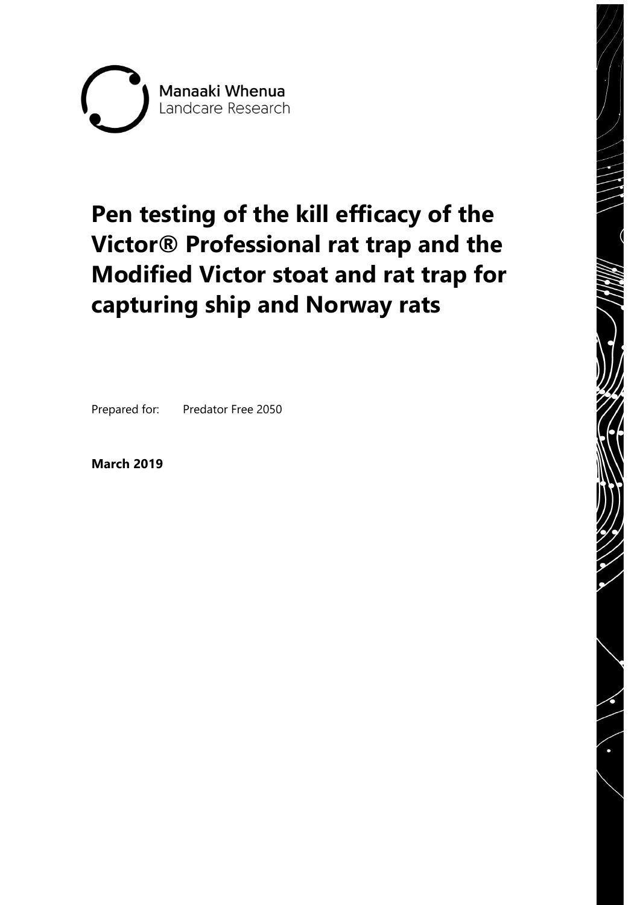Manaaki Whenua
Landcare Research

# Pen testing of the kill efficacy of the Victor® Professional rat trap and the Modified Victor stoat and rat trap for capturing ship and Norway rats

Prepared for: Predator Free 2050

**March 2019**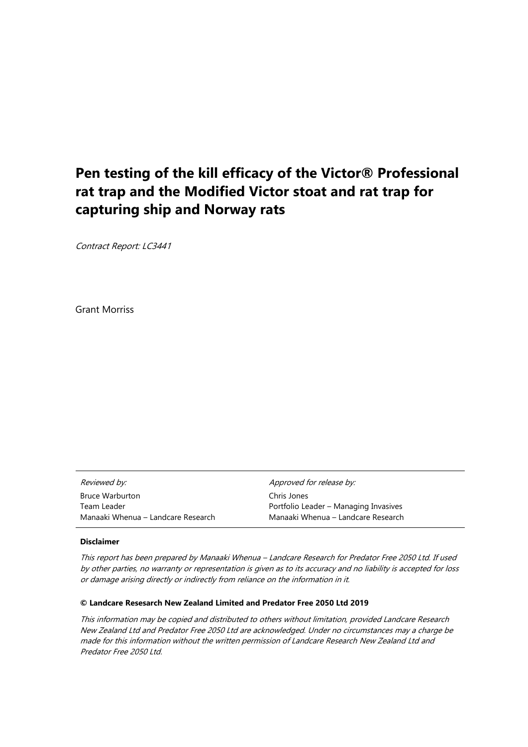# Pen testing of the kill efficacy of the Victor® Professional rat trap and the Modified Victor stoat and rat trap for capturing ship and Norway rats

*Contract Report: LC3441*

Grant Morriss

| *Reviewed by:* | *Approved for release by:* |
| --- | --- |
| Bruce Warburton | Chris Jones |
| Team Leader | Portfolio Leader – Managing Invasives |
| Manaaki Whenua – Landcare Research | Manaaki Whenua – Landcare Research |

**Disclaimer**

*This report has been prepared by Manaaki Whenua – Landcare Research for Predator Free 2050 Ltd. If used by other parties, no warranty or representation is given as to its accuracy and no liability is accepted for loss or damage arising directly or indirectly from reliance on the information in it.*

**© Landcare Resesearch New Zealand Limited and Predator Free 2050 Ltd 2019**

*This information may be copied and distributed to others without limitation, provided Landcare Research New Zealand Ltd and Predator Free 2050 Ltd are acknowledged. Under no circumstances may a charge be made for this information without the written permission of Landcare Research New Zealand Ltd and Predator Free 2050 Ltd.*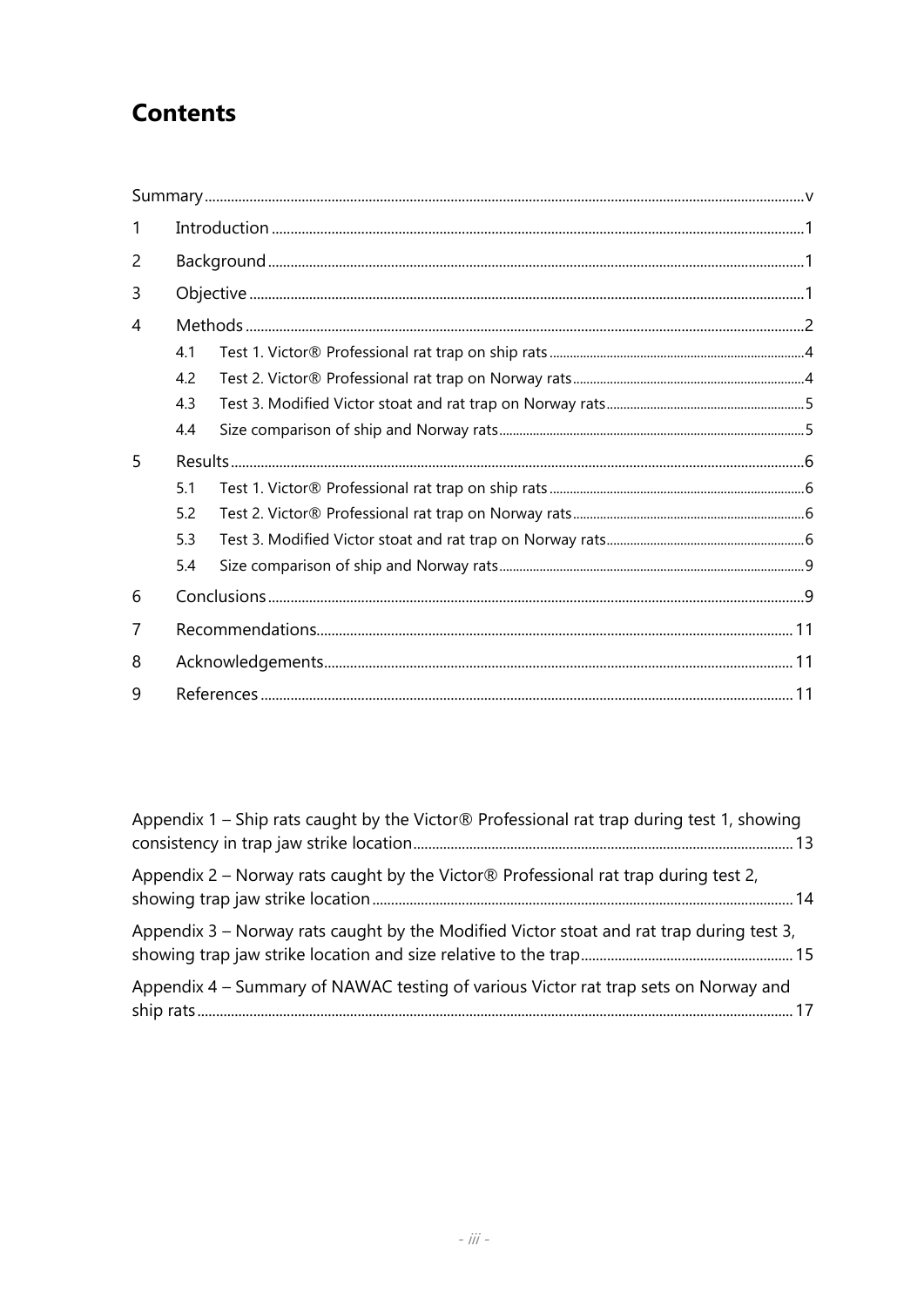# Contents

| | | |
|---|---|---|
| Summary | | v |
| 1 | Introduction | 1 |
| 2 | Background | 1 |
| 3 | Objective | 1 |
| 4 | Methods | 2 |
| | 4.1 Test 1. Victor® Professional rat trap on ship rats | 4 |
| | 4.2 Test 2. Victor® Professional rat trap on Norway rats | 4 |
| | 4.3 Test 3. Modified Victor stoat and rat trap on Norway rats | 5 |
| | 4.4 Size comparison of ship and Norway rats | 5 |
| 5 | Results | 6 |
| | 5.1 Test 1. Victor® Professional rat trap on ship rats | 6 |
| | 5.2 Test 2. Victor® Professional rat trap on Norway rats | 6 |
| | 5.3 Test 3. Modified Victor stoat and rat trap on Norway rats | 6 |
| | 5.4 Size comparison of ship and Norway rats | 9 |
| 6 | Conclusions | 9 |
| 7 | Recommendations | 11 |
| 8 | Acknowledgements | 11 |
| 9 | References | 11 |

| | |
|---|---|
| Appendix 1 – Ship rats caught by the Victor® Professional rat trap during test 1, showing consistency in trap jaw strike location | 13 |
| Appendix 2 – Norway rats caught by the Victor® Professional rat trap during test 2, showing trap jaw strike location | 14 |
| Appendix 3 – Norway rats caught by the Modified Victor stoat and rat trap during test 3, showing trap jaw strike location and size relative to the trap | 15 |
| Appendix 4 – Summary of NAWAC testing of various Victor rat trap sets on Norway and ship rats | 17 |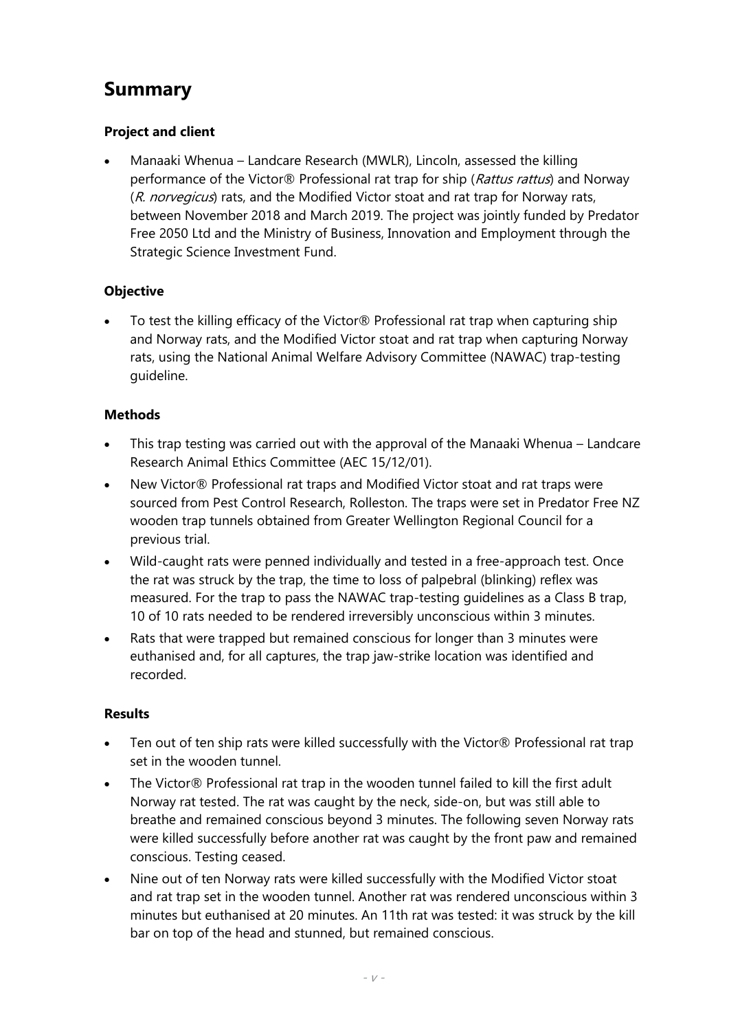## Summary

### Project and client

- Manaaki Whenua – Landcare Research (MWLR), Lincoln, assessed the killing performance of the Victor® Professional rat trap for ship (*Rattus rattus*) and Norway (*R. norvegicus*) rats, and the Modified Victor stoat and rat trap for Norway rats, between November 2018 and March 2019. The project was jointly funded by Predator Free 2050 Ltd and the Ministry of Business, Innovation and Employment through the Strategic Science Investment Fund.

### Objective

- To test the killing efficacy of the Victor® Professional rat trap when capturing ship and Norway rats, and the Modified Victor stoat and rat trap when capturing Norway rats, using the National Animal Welfare Advisory Committee (NAWAC) trap-testing guideline.

### Methods

- This trap testing was carried out with the approval of the Manaaki Whenua – Landcare Research Animal Ethics Committee (AEC 15/12/01).
- New Victor® Professional rat traps and Modified Victor stoat and rat traps were sourced from Pest Control Research, Rolleston. The traps were set in Predator Free NZ wooden trap tunnels obtained from Greater Wellington Regional Council for a previous trial.
- Wild-caught rats were penned individually and tested in a free-approach test. Once the rat was struck by the trap, the time to loss of palpebral (blinking) reflex was measured. For the trap to pass the NAWAC trap-testing guidelines as a Class B trap, 10 of 10 rats needed to be rendered irreversibly unconscious within 3 minutes.
- Rats that were trapped but remained conscious for longer than 3 minutes were euthanised and, for all captures, the trap jaw-strike location was identified and recorded.

### Results

- Ten out of ten ship rats were killed successfully with the Victor® Professional rat trap set in the wooden tunnel.
- The Victor® Professional rat trap in the wooden tunnel failed to kill the first adult Norway rat tested. The rat was caught by the neck, side-on, but was still able to breathe and remained conscious beyond 3 minutes. The following seven Norway rats were killed successfully before another rat was caught by the front paw and remained conscious. Testing ceased.
- Nine out of ten Norway rats were killed successfully with the Modified Victor stoat and rat trap set in the wooden tunnel. Another rat was rendered unconscious within 3 minutes but euthanised at 20 minutes. An 11th rat was tested: it was struck by the kill bar on top of the head and stunned, but remained conscious.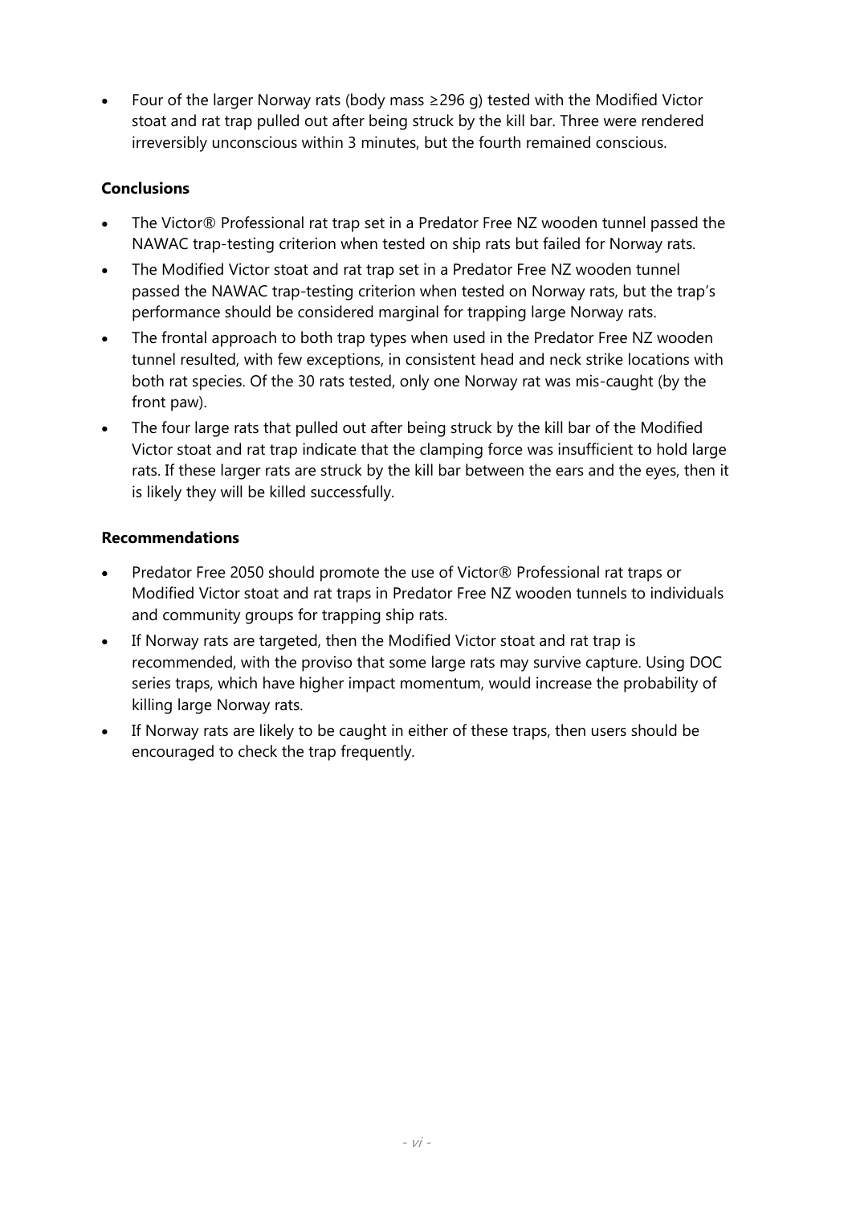- Four of the larger Norway rats (body mass ≥296 g) tested with the Modified Victor stoat and rat trap pulled out after being struck by the kill bar. Three were rendered irreversibly unconscious within 3 minutes, but the fourth remained conscious.

**Conclusions**

- The Victor® Professional rat trap set in a Predator Free NZ wooden tunnel passed the NAWAC trap-testing criterion when tested on ship rats but failed for Norway rats.
- The Modified Victor stoat and rat trap set in a Predator Free NZ wooden tunnel passed the NAWAC trap-testing criterion when tested on Norway rats, but the trap's performance should be considered marginal for trapping large Norway rats.
- The frontal approach to both trap types when used in the Predator Free NZ wooden tunnel resulted, with few exceptions, in consistent head and neck strike locations with both rat species. Of the 30 rats tested, only one Norway rat was mis-caught (by the front paw).
- The four large rats that pulled out after being struck by the kill bar of the Modified Victor stoat and rat trap indicate that the clamping force was insufficient to hold large rats. If these larger rats are struck by the kill bar between the ears and the eyes, then it is likely they will be killed successfully.

**Recommendations**

- Predator Free 2050 should promote the use of Victor® Professional rat traps or Modified Victor stoat and rat traps in Predator Free NZ wooden tunnels to individuals and community groups for trapping ship rats.
- If Norway rats are targeted, then the Modified Victor stoat and rat trap is recommended, with the proviso that some large rats may survive capture. Using DOC series traps, which have higher impact momentum, would increase the probability of killing large Norway rats.
- If Norway rats are likely to be caught in either of these traps, then users should be encouraged to check the trap frequently.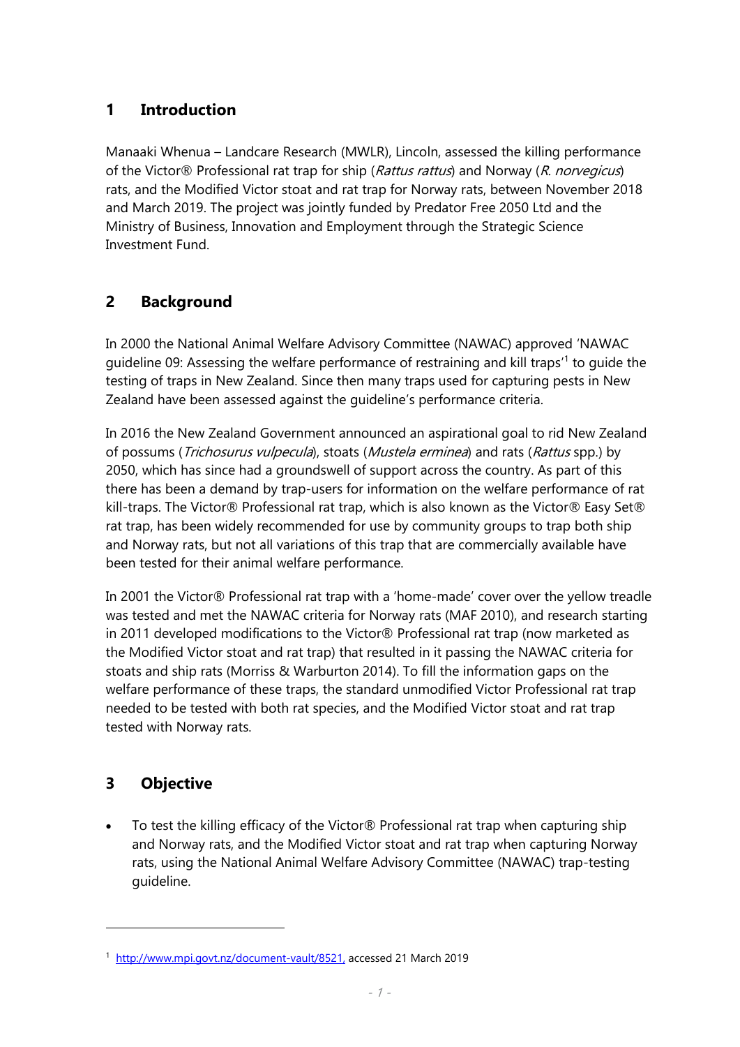## 1 Introduction

Manaaki Whenua – Landcare Research (MWLR), Lincoln, assessed the killing performance of the Victor® Professional rat trap for ship (*Rattus rattus*) and Norway (*R. norvegicus*) rats, and the Modified Victor stoat and rat trap for Norway rats, between November 2018 and March 2019. The project was jointly funded by Predator Free 2050 Ltd and the Ministry of Business, Innovation and Employment through the Strategic Science Investment Fund.

## 2 Background

In 2000 the National Animal Welfare Advisory Committee (NAWAC) approved 'NAWAC guideline 09: Assessing the welfare performance of restraining and kill traps'[1] to guide the testing of traps in New Zealand. Since then many traps used for capturing pests in New Zealand have been assessed against the guideline's performance criteria.

In 2016 the New Zealand Government announced an aspirational goal to rid New Zealand of possums (*Trichosurus vulpecula*), stoats (*Mustela erminea*) and rats (*Rattus* spp.) by 2050, which has since had a groundswell of support across the country. As part of this there has been a demand by trap-users for information on the welfare performance of rat kill-traps. The Victor® Professional rat trap, which is also known as the Victor® Easy Set® rat trap, has been widely recommended for use by community groups to trap both ship and Norway rats, but not all variations of this trap that are commercially available have been tested for their animal welfare performance.

In 2001 the Victor® Professional rat trap with a 'home-made' cover over the yellow treadle was tested and met the NAWAC criteria for Norway rats (MAF 2010), and research starting in 2011 developed modifications to the Victor® Professional rat trap (now marketed as the Modified Victor stoat and rat trap) that resulted in it passing the NAWAC criteria for stoats and ship rats (Morriss & Warburton 2014). To fill the information gaps on the welfare performance of these traps, the standard unmodified Victor Professional rat trap needed to be tested with both rat species, and the Modified Victor stoat and rat trap tested with Norway rats.

## 3 Objective

- To test the killing efficacy of the Victor® Professional rat trap when capturing ship and Norway rats, and the Modified Victor stoat and rat trap when capturing Norway rats, using the National Animal Welfare Advisory Committee (NAWAC) trap-testing guideline.

---

[1] http://www.mpi.govt.nz/document-vault/8521, accessed 21 March 2019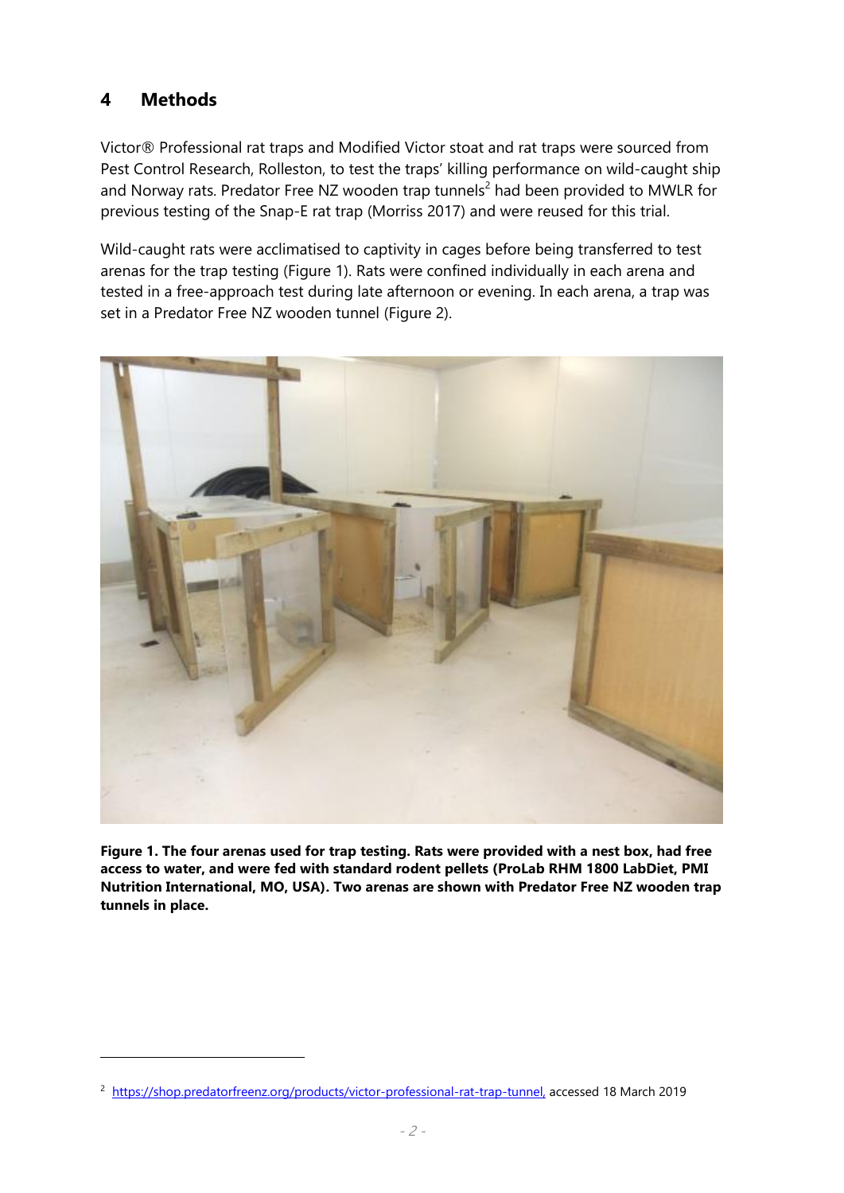## 4 Methods

Victor® Professional rat traps and Modified Victor stoat and rat traps were sourced from Pest Control Research, Rolleston, to test the traps' killing performance on wild-caught ship and Norway rats. Predator Free NZ wooden trap tunnels[2] had been provided to MWLR for previous testing of the Snap-E rat trap (Morriss 2017) and were reused for this trial.

Wild-caught rats were acclimatised to captivity in cages before being transferred to test arenas for the trap testing (Figure 1). Rats were confined individually in each arena and tested in a free-approach test during late afternoon or evening. In each arena, a trap was set in a Predator Free NZ wooden tunnel (Figure 2).

**Figure 1. The four arenas used for trap testing. Rats were provided with a nest box, had free access to water, and were fed with standard rodent pellets (ProLab RHM 1800 LabDiet, PMI Nutrition International, MO, USA). Two arenas are shown with Predator Free NZ wooden trap tunnels in place.**

[2] https://shop.predatorfreenz.org/products/victor-professional-rat-trap-tunnel, accessed 18 March 2019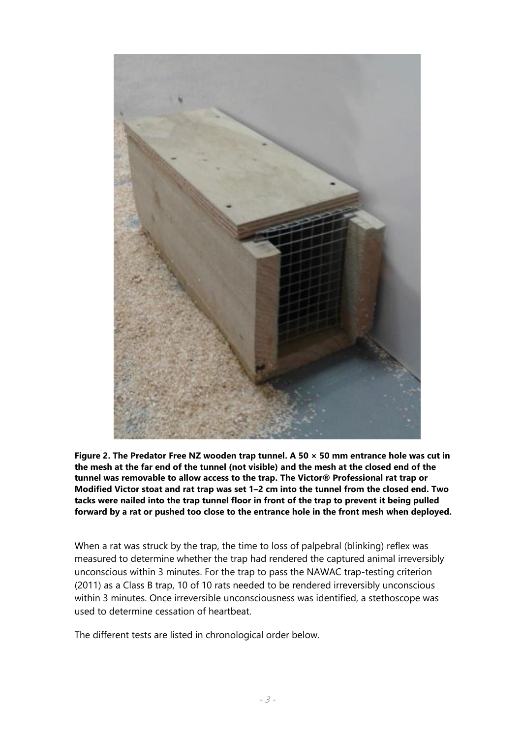**Figure 2. The Predator Free NZ wooden trap tunnel. A 50 × 50 mm entrance hole was cut in the mesh at the far end of the tunnel (not visible) and the mesh at the closed end of the tunnel was removable to allow access to the trap. The Victor® Professional rat trap or Modified Victor stoat and rat trap was set 1–2 cm into the tunnel from the closed end. Two tacks were nailed into the trap tunnel floor in front of the trap to prevent it being pulled forward by a rat or pushed too close to the entrance hole in the front mesh when deployed.**

When a rat was struck by the trap, the time to loss of palpebral (blinking) reflex was measured to determine whether the trap had rendered the captured animal irreversibly unconscious within 3 minutes. For the trap to pass the NAWAC trap-testing criterion (2011) as a Class B trap, 10 of 10 rats needed to be rendered irreversibly unconscious within 3 minutes. Once irreversible unconsciousness was identified, a stethoscope was used to determine cessation of heartbeat.

The different tests are listed in chronological order below.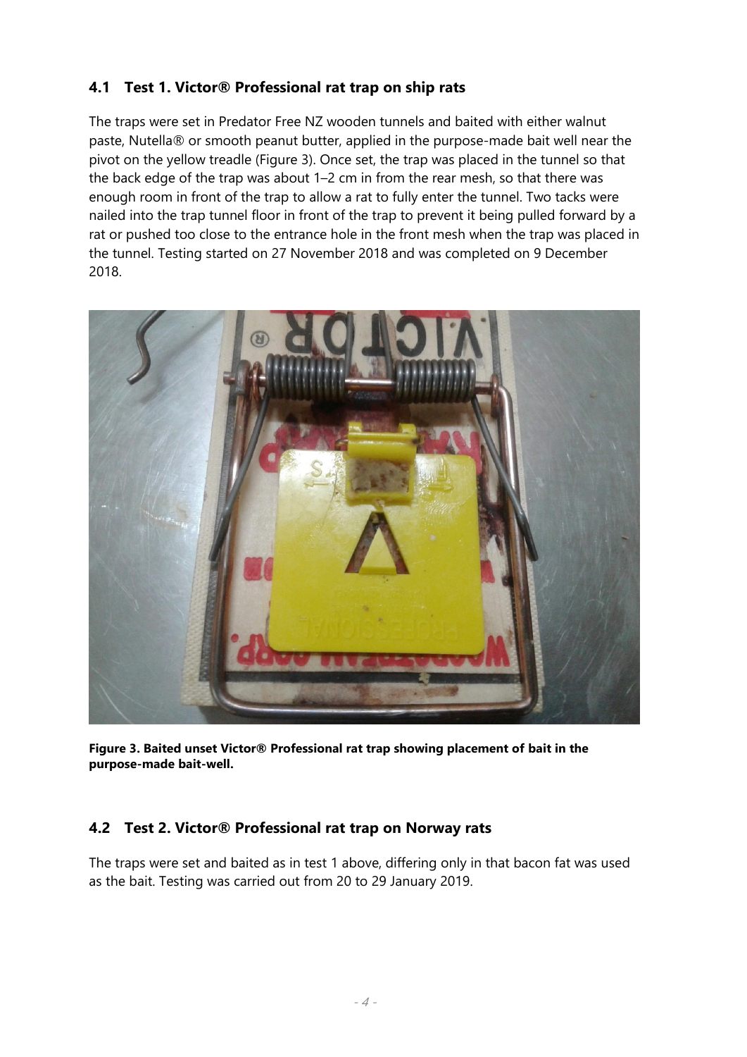## 4.1 Test 1. Victor® Professional rat trap on ship rats

The traps were set in Predator Free NZ wooden tunnels and baited with either walnut paste, Nutella® or smooth peanut butter, applied in the purpose-made bait well near the pivot on the yellow treadle (Figure 3). Once set, the trap was placed in the tunnel so that the back edge of the trap was about 1–2 cm in from the rear mesh, so that there was enough room in front of the trap to allow a rat to fully enter the tunnel. Two tacks were nailed into the trap tunnel floor in front of the trap to prevent it being pulled forward by a rat or pushed too close to the entrance hole in the front mesh when the trap was placed in the tunnel. Testing started on 27 November 2018 and was completed on 9 December 2018.

**Figure 3. Baited unset Victor® Professional rat trap showing placement of bait in the purpose-made bait-well.**

## 4.2 Test 2. Victor® Professional rat trap on Norway rats

The traps were set and baited as in test 1 above, differing only in that bacon fat was used as the bait. Testing was carried out from 20 to 29 January 2019.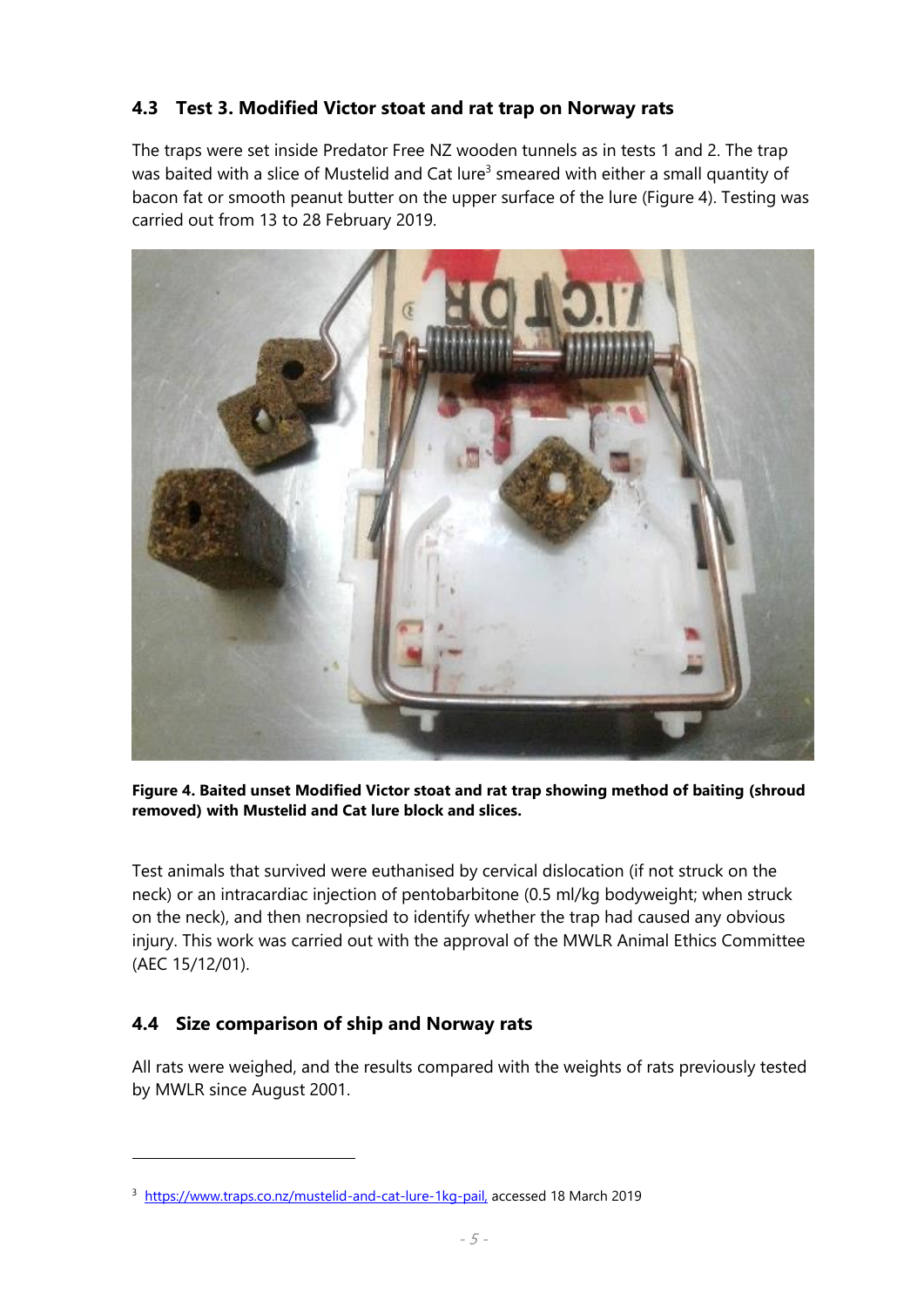### 4.3 Test 3. Modified Victor stoat and rat trap on Norway rats

The traps were set inside Predator Free NZ wooden tunnels as in tests 1 and 2. The trap was baited with a slice of Mustelid and Cat lure[3] smeared with either a small quantity of bacon fat or smooth peanut butter on the upper surface of the lure (Figure 4). Testing was carried out from 13 to 28 February 2019.

**Figure 4. Baited unset Modified Victor stoat and rat trap showing method of baiting (shroud removed) with Mustelid and Cat lure block and slices.**

Test animals that survived were euthanised by cervical dislocation (if not struck on the neck) or an intracardiac injection of pentobarbitone (0.5 ml/kg bodyweight; when struck on the neck), and then necropsied to identify whether the trap had caused any obvious injury. This work was carried out with the approval of the MWLR Animal Ethics Committee (AEC 15/12/01).

### 4.4 Size comparison of ship and Norway rats

All rats were weighed, and the results compared with the weights of rats previously tested by MWLR since August 2001.

---

[3] https://www.traps.co.nz/mustelid-and-cat-lure-1kg-pail, accessed 18 March 2019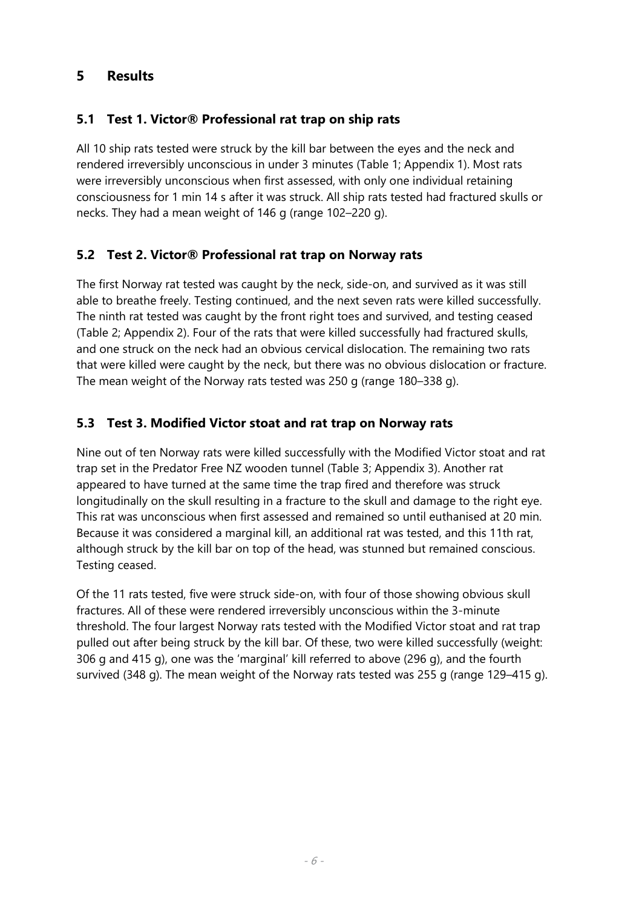# 5 Results

## 5.1 Test 1. Victor® Professional rat trap on ship rats

All 10 ship rats tested were struck by the kill bar between the eyes and the neck and rendered irreversibly unconscious in under 3 minutes (Table 1; Appendix 1). Most rats were irreversibly unconscious when first assessed, with only one individual retaining consciousness for 1 min 14 s after it was struck. All ship rats tested had fractured skulls or necks. They had a mean weight of 146 g (range 102–220 g).

## 5.2 Test 2. Victor® Professional rat trap on Norway rats

The first Norway rat tested was caught by the neck, side-on, and survived as it was still able to breathe freely. Testing continued, and the next seven rats were killed successfully. The ninth rat tested was caught by the front right toes and survived, and testing ceased (Table 2; Appendix 2). Four of the rats that were killed successfully had fractured skulls, and one struck on the neck had an obvious cervical dislocation. The remaining two rats that were killed were caught by the neck, but there was no obvious dislocation or fracture. The mean weight of the Norway rats tested was 250 g (range 180–338 g).

## 5.3 Test 3. Modified Victor stoat and rat trap on Norway rats

Nine out of ten Norway rats were killed successfully with the Modified Victor stoat and rat trap set in the Predator Free NZ wooden tunnel (Table 3; Appendix 3). Another rat appeared to have turned at the same time the trap fired and therefore was struck longitudinally on the skull resulting in a fracture to the skull and damage to the right eye. This rat was unconscious when first assessed and remained so until euthanised at 20 min. Because it was considered a marginal kill, an additional rat was tested, and this 11th rat, although struck by the kill bar on top of the head, was stunned but remained conscious. Testing ceased.

Of the 11 rats tested, five were struck side-on, with four of those showing obvious skull fractures. All of these were rendered irreversibly unconscious within the 3-minute threshold. The four largest Norway rats tested with the Modified Victor stoat and rat trap pulled out after being struck by the kill bar. Of these, two were killed successfully (weight: 306 g and 415 g), one was the 'marginal' kill referred to above (296 g), and the fourth survived (348 g). The mean weight of the Norway rats tested was 255 g (range 129–415 g).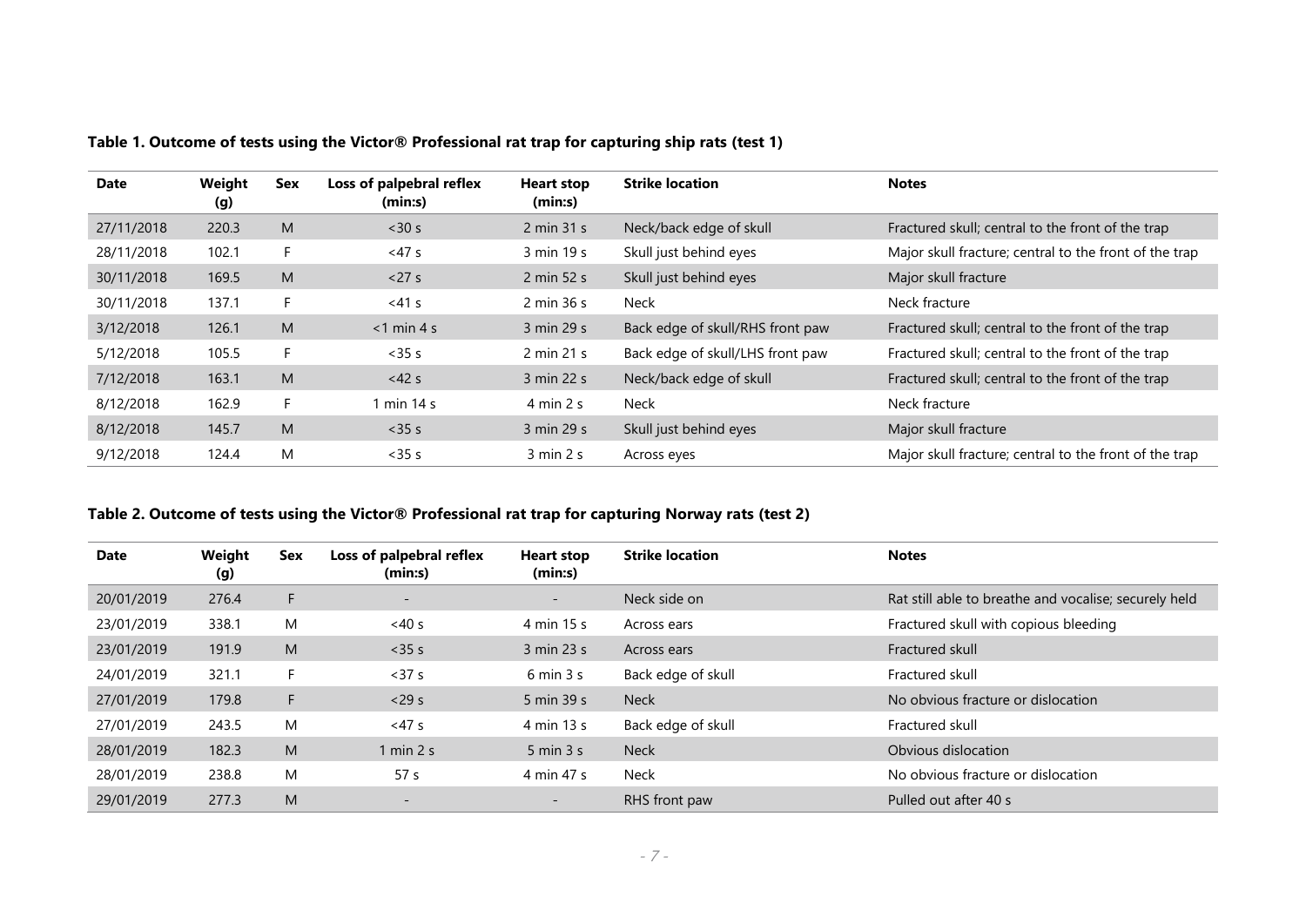**Table 1. Outcome of tests using the Victor® Professional rat trap for capturing ship rats (test 1)**

| Date | Weight (g) | Sex | Loss of palpebral reflex (min:s) | Heart stop (min:s) | Strike location | Notes |
|---|---|---|---|---|---|---|
| 27/11/2018 | 220.3 | M | <30 s | 2 min 31 s | Neck/back edge of skull | Fractured skull; central to the front of the trap |
| 28/11/2018 | 102.1 | F | <47 s | 3 min 19 s | Skull just behind eyes | Major skull fracture; central to the front of the trap |
| 30/11/2018 | 169.5 | M | <27 s | 2 min 52 s | Skull just behind eyes | Major skull fracture |
| 30/11/2018 | 137.1 | F | <41 s | 2 min 36 s | Neck | Neck fracture |
| 3/12/2018 | 126.1 | M | <1 min 4 s | 3 min 29 s | Back edge of skull/RHS front paw | Fractured skull; central to the front of the trap |
| 5/12/2018 | 105.5 | F | <35 s | 2 min 21 s | Back edge of skull/LHS front paw | Fractured skull; central to the front of the trap |
| 7/12/2018 | 163.1 | M | <42 s | 3 min 22 s | Neck/back edge of skull | Fractured skull; central to the front of the trap |
| 8/12/2018 | 162.9 | F | 1 min 14 s | 4 min 2 s | Neck | Neck fracture |
| 8/12/2018 | 145.7 | M | <35 s | 3 min 29 s | Skull just behind eyes | Major skull fracture |
| 9/12/2018 | 124.4 | M | <35 s | 3 min 2 s | Across eyes | Major skull fracture; central to the front of the trap |

**Table 2. Outcome of tests using the Victor® Professional rat trap for capturing Norway rats (test 2)**

| Date | Weight (g) | Sex | Loss of palpebral reflex (min:s) | Heart stop (min:s) | Strike location | Notes |
|---|---|---|---|---|---|---|
| 20/01/2019 | 276.4 | F | - | - | Neck side on | Rat still able to breathe and vocalise; securely held |
| 23/01/2019 | 338.1 | M | <40 s | 4 min 15 s | Across ears | Fractured skull with copious bleeding |
| 23/01/2019 | 191.9 | M | <35 s | 3 min 23 s | Across ears | Fractured skull |
| 24/01/2019 | 321.1 | F | <37 s | 6 min 3 s | Back edge of skull | Fractured skull |
| 27/01/2019 | 179.8 | F | <29 s | 5 min 39 s | Neck | No obvious fracture or dislocation |
| 27/01/2019 | 243.5 | M | <47 s | 4 min 13 s | Back edge of skull | Fractured skull |
| 28/01/2019 | 182.3 | M | 1 min 2 s | 5 min 3 s | Neck | Obvious dislocation |
| 28/01/2019 | 238.8 | M | 57 s | 4 min 47 s | Neck | No obvious fracture or dislocation |
| 29/01/2019 | 277.3 | M | - | - | RHS front paw | Pulled out after 40 s |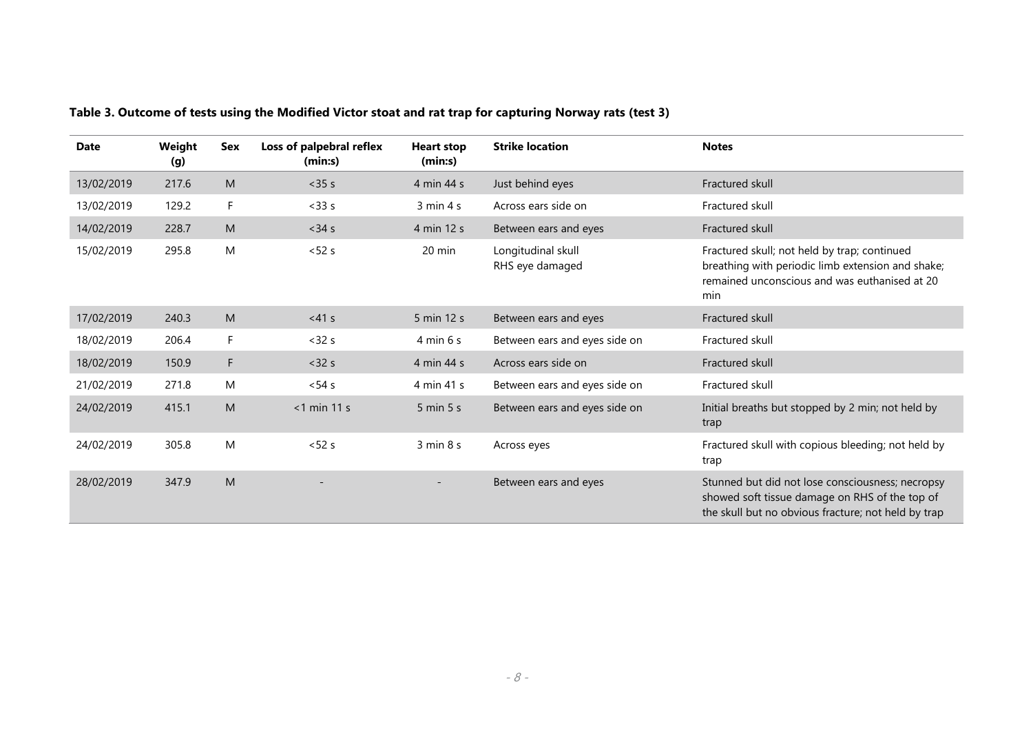**Table 3. Outcome of tests using the Modified Victor stoat and rat trap for capturing Norway rats (test 3)**

| Date | Weight (g) | Sex | Loss of palpebral reflex (min:s) | Heart stop (min:s) | Strike location | Notes |
|---|---|---|---|---|---|---|
| 13/02/2019 | 217.6 | M | <35 s | 4 min 44 s | Just behind eyes | Fractured skull |
| 13/02/2019 | 129.2 | F | <33 s | 3 min 4 s | Across ears side on | Fractured skull |
| 14/02/2019 | 228.7 | M | <34 s | 4 min 12 s | Between ears and eyes | Fractured skull |
| 15/02/2019 | 295.8 | M | <52 s | 20 min | Longitudinal skull RHS eye damaged | Fractured skull; not held by trap; continued breathing with periodic limb extension and shake; remained unconscious and was euthanised at 20 min |
| 17/02/2019 | 240.3 | M | <41 s | 5 min 12 s | Between ears and eyes | Fractured skull |
| 18/02/2019 | 206.4 | F | <32 s | 4 min 6 s | Between ears and eyes side on | Fractured skull |
| 18/02/2019 | 150.9 | F | <32 s | 4 min 44 s | Across ears side on | Fractured skull |
| 21/02/2019 | 271.8 | M | <54 s | 4 min 41 s | Between ears and eyes side on | Fractured skull |
| 24/02/2019 | 415.1 | M | <1 min 11 s | 5 min 5 s | Between ears and eyes side on | Initial breaths but stopped by 2 min; not held by trap |
| 24/02/2019 | 305.8 | M | <52 s | 3 min 8 s | Across eyes | Fractured skull with copious bleeding; not held by trap |
| 28/02/2019 | 347.9 | M | - | - | Between ears and eyes | Stunned but did not lose consciousness; necropsy showed soft tissue damage on RHS of the top of the skull but no obvious fracture; not held by trap |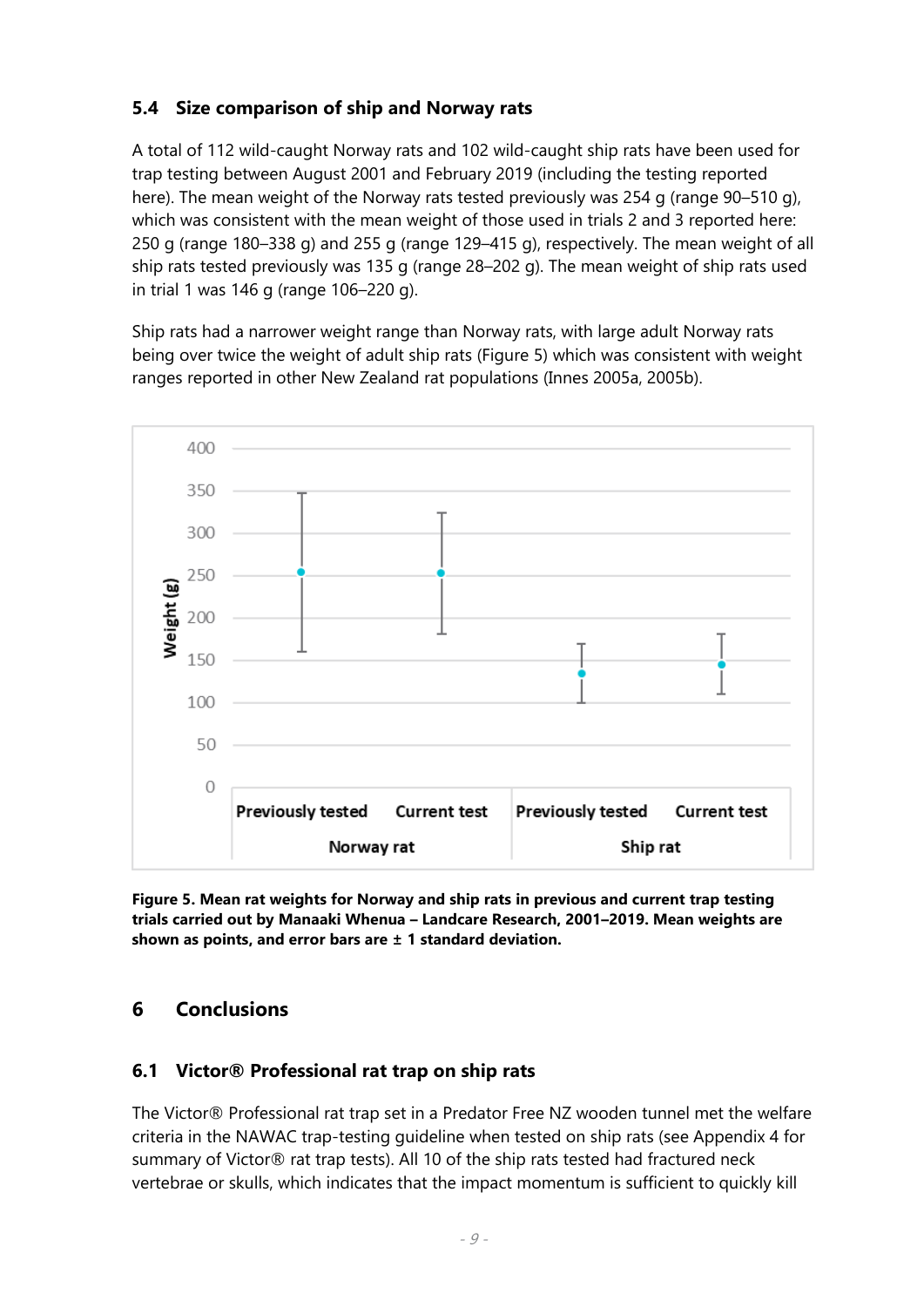### 5.4 Size comparison of ship and Norway rats

A total of 112 wild-caught Norway rats and 102 wild-caught ship rats have been used for trap testing between August 2001 and February 2019 (including the testing reported here). The mean weight of the Norway rats tested previously was 254 g (range 90–510 g), which was consistent with the mean weight of those used in trials 2 and 3 reported here: 250 g (range 180–338 g) and 255 g (range 129–415 g), respectively. The mean weight of all ship rats tested previously was 135 g (range 28–202 g). The mean weight of ship rats used in trial 1 was 146 g (range 106–220 g).

Ship rats had a narrower weight range than Norway rats, with large adult Norway rats being over twice the weight of adult ship rats (Figure 5) which was consistent with weight ranges reported in other New Zealand rat populations (Innes 2005a, 2005b).

**Figure 5. Mean rat weights for Norway and ship rats in previous and current trap testing trials carried out by Manaaki Whenua – Landcare Research, 2001–2019. Mean weights are shown as points, and error bars are ± 1 standard deviation.**

## 6 Conclusions

### 6.1 Victor® Professional rat trap on ship rats

The Victor® Professional rat trap set in a Predator Free NZ wooden tunnel met the welfare criteria in the NAWAC trap-testing guideline when tested on ship rats (see Appendix 4 for summary of Victor® rat trap tests). All 10 of the ship rats tested had fractured neck vertebrae or skulls, which indicates that the impact momentum is sufficient to quickly kill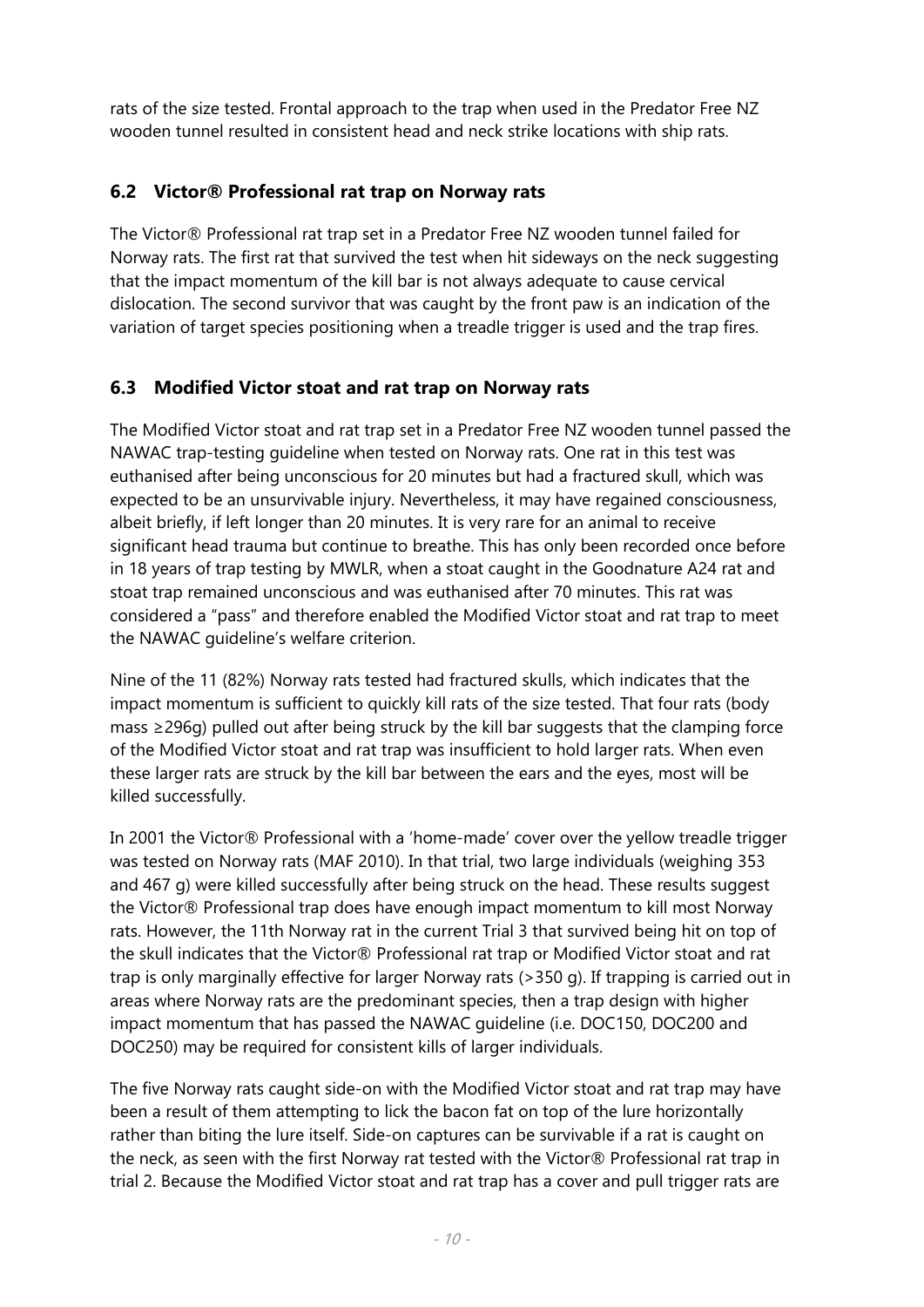rats of the size tested. Frontal approach to the trap when used in the Predator Free NZ wooden tunnel resulted in consistent head and neck strike locations with ship rats.

## 6.2 Victor® Professional rat trap on Norway rats

The Victor® Professional rat trap set in a Predator Free NZ wooden tunnel failed for Norway rats. The first rat that survived the test when hit sideways on the neck suggesting that the impact momentum of the kill bar is not always adequate to cause cervical dislocation. The second survivor that was caught by the front paw is an indication of the variation of target species positioning when a treadle trigger is used and the trap fires.

## 6.3 Modified Victor stoat and rat trap on Norway rats

The Modified Victor stoat and rat trap set in a Predator Free NZ wooden tunnel passed the NAWAC trap-testing guideline when tested on Norway rats. One rat in this test was euthanised after being unconscious for 20 minutes but had a fractured skull, which was expected to be an unsurvivable injury. Nevertheless, it may have regained consciousness, albeit briefly, if left longer than 20 minutes. It is very rare for an animal to receive significant head trauma but continue to breathe. This has only been recorded once before in 18 years of trap testing by MWLR, when a stoat caught in the Goodnature A24 rat and stoat trap remained unconscious and was euthanised after 70 minutes. This rat was considered a "pass" and therefore enabled the Modified Victor stoat and rat trap to meet the NAWAC guideline's welfare criterion.

Nine of the 11 (82%) Norway rats tested had fractured skulls, which indicates that the impact momentum is sufficient to quickly kill rats of the size tested. That four rats (body mass ≥296g) pulled out after being struck by the kill bar suggests that the clamping force of the Modified Victor stoat and rat trap was insufficient to hold larger rats. When even these larger rats are struck by the kill bar between the ears and the eyes, most will be killed successfully.

In 2001 the Victor® Professional with a 'home-made' cover over the yellow treadle trigger was tested on Norway rats (MAF 2010). In that trial, two large individuals (weighing 353 and 467 g) were killed successfully after being struck on the head. These results suggest the Victor® Professional trap does have enough impact momentum to kill most Norway rats. However, the 11th Norway rat in the current Trial 3 that survived being hit on top of the skull indicates that the Victor® Professional rat trap or Modified Victor stoat and rat trap is only marginally effective for larger Norway rats (>350 g). If trapping is carried out in areas where Norway rats are the predominant species, then a trap design with higher impact momentum that has passed the NAWAC guideline (i.e. DOC150, DOC200 and DOC250) may be required for consistent kills of larger individuals.

The five Norway rats caught side-on with the Modified Victor stoat and rat trap may have been a result of them attempting to lick the bacon fat on top of the lure horizontally rather than biting the lure itself. Side-on captures can be survivable if a rat is caught on the neck, as seen with the first Norway rat tested with the Victor® Professional rat trap in trial 2. Because the Modified Victor stoat and rat trap has a cover and pull trigger rats are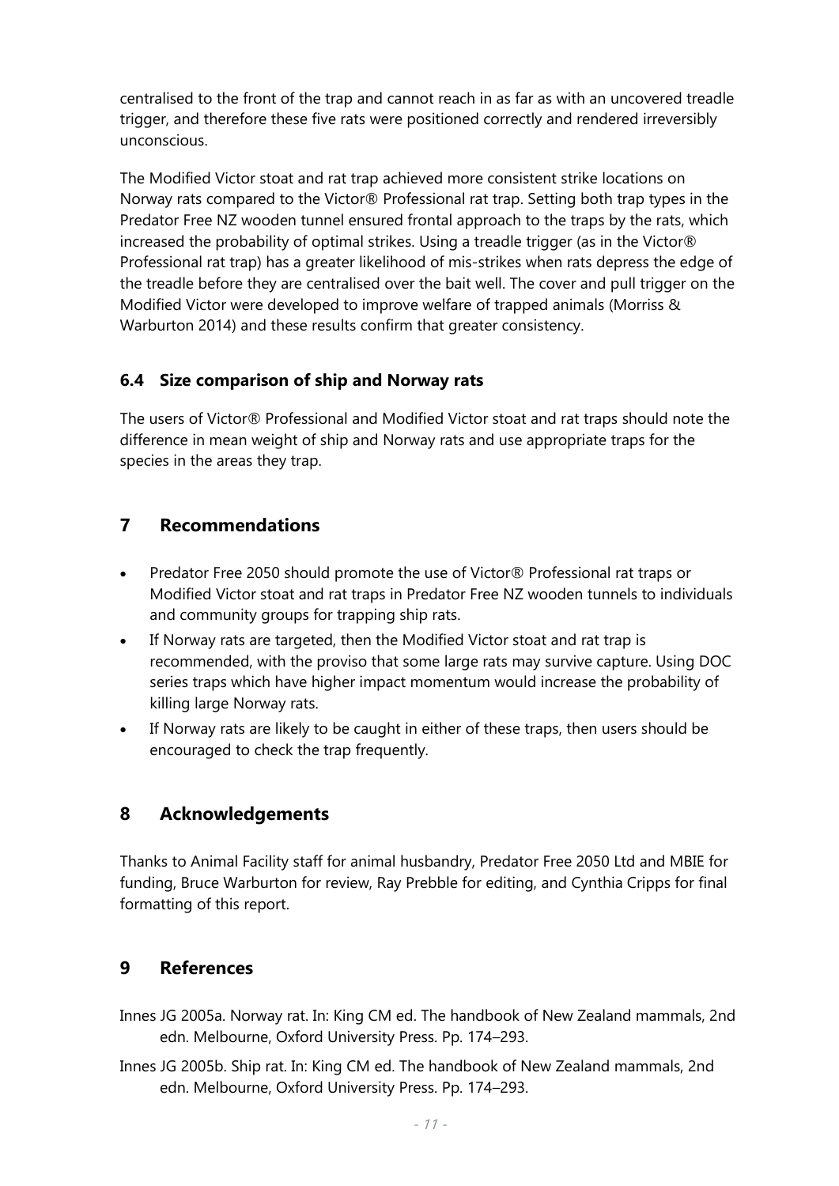centralised to the front of the trap and cannot reach in as far as with an uncovered treadle trigger, and therefore these five rats were positioned correctly and rendered irreversibly unconscious.

The Modified Victor stoat and rat trap achieved more consistent strike locations on Norway rats compared to the Victor® Professional rat trap. Setting both trap types in the Predator Free NZ wooden tunnel ensured frontal approach to the traps by the rats, which increased the probability of optimal strikes. Using a treadle trigger (as in the Victor® Professional rat trap) has a greater likelihood of mis-strikes when rats depress the edge of the treadle before they are centralised over the bait well. The cover and pull trigger on the Modified Victor were developed to improve welfare of trapped animals (Morriss & Warburton 2014) and these results confirm that greater consistency.

### 6.4 Size comparison of ship and Norway rats

The users of Victor® Professional and Modified Victor stoat and rat traps should note the difference in mean weight of ship and Norway rats and use appropriate traps for the species in the areas they trap.

## 7 Recommendations

- Predator Free 2050 should promote the use of Victor® Professional rat traps or Modified Victor stoat and rat traps in Predator Free NZ wooden tunnels to individuals and community groups for trapping ship rats.
- If Norway rats are targeted, then the Modified Victor stoat and rat trap is recommended, with the proviso that some large rats may survive capture. Using DOC series traps which have higher impact momentum would increase the probability of killing large Norway rats.
- If Norway rats are likely to be caught in either of these traps, then users should be encouraged to check the trap frequently.

## 8 Acknowledgements

Thanks to Animal Facility staff for animal husbandry, Predator Free 2050 Ltd and MBIE for funding, Bruce Warburton for review, Ray Prebble for editing, and Cynthia Cripps for final formatting of this report.

## 9 References

Innes JG 2005a. Norway rat. In: King CM ed. The handbook of New Zealand mammals, 2nd edn. Melbourne, Oxford University Press. Pp. 174–293.

Innes JG 2005b. Ship rat. In: King CM ed. The handbook of New Zealand mammals, 2nd edn. Melbourne, Oxford University Press. Pp. 174–293.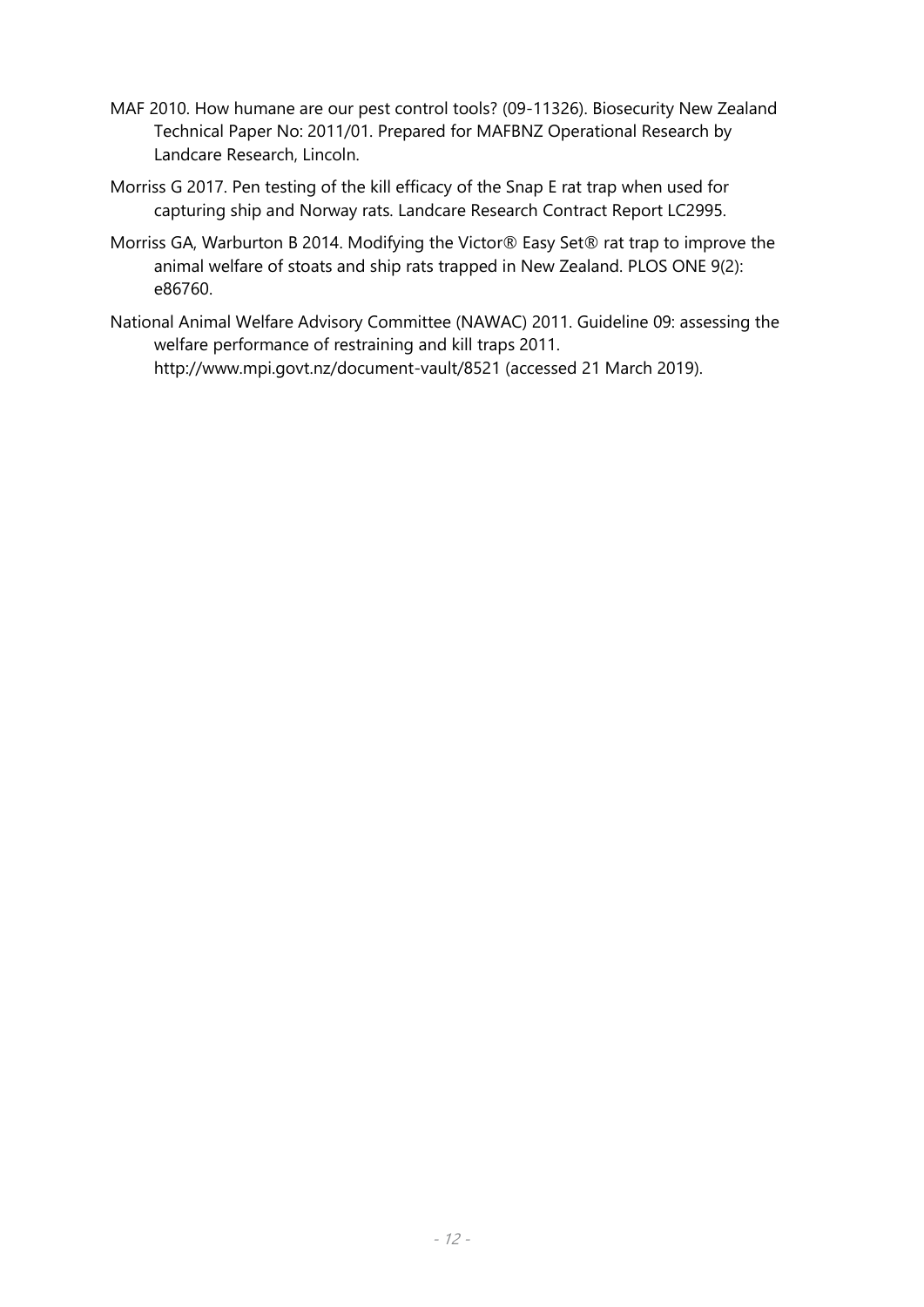MAF 2010. How humane are our pest control tools? (09-11326). Biosecurity New Zealand Technical Paper No: 2011/01. Prepared for MAFBNZ Operational Research by Landcare Research, Lincoln.

Morriss G 2017. Pen testing of the kill efficacy of the Snap E rat trap when used for capturing ship and Norway rats. Landcare Research Contract Report LC2995.

Morriss GA, Warburton B 2014. Modifying the Victor® Easy Set® rat trap to improve the animal welfare of stoats and ship rats trapped in New Zealand. PLOS ONE 9(2): e86760.

National Animal Welfare Advisory Committee (NAWAC) 2011. Guideline 09: assessing the welfare performance of restraining and kill traps 2011. http://www.mpi.govt.nz/document-vault/8521 (accessed 21 March 2019).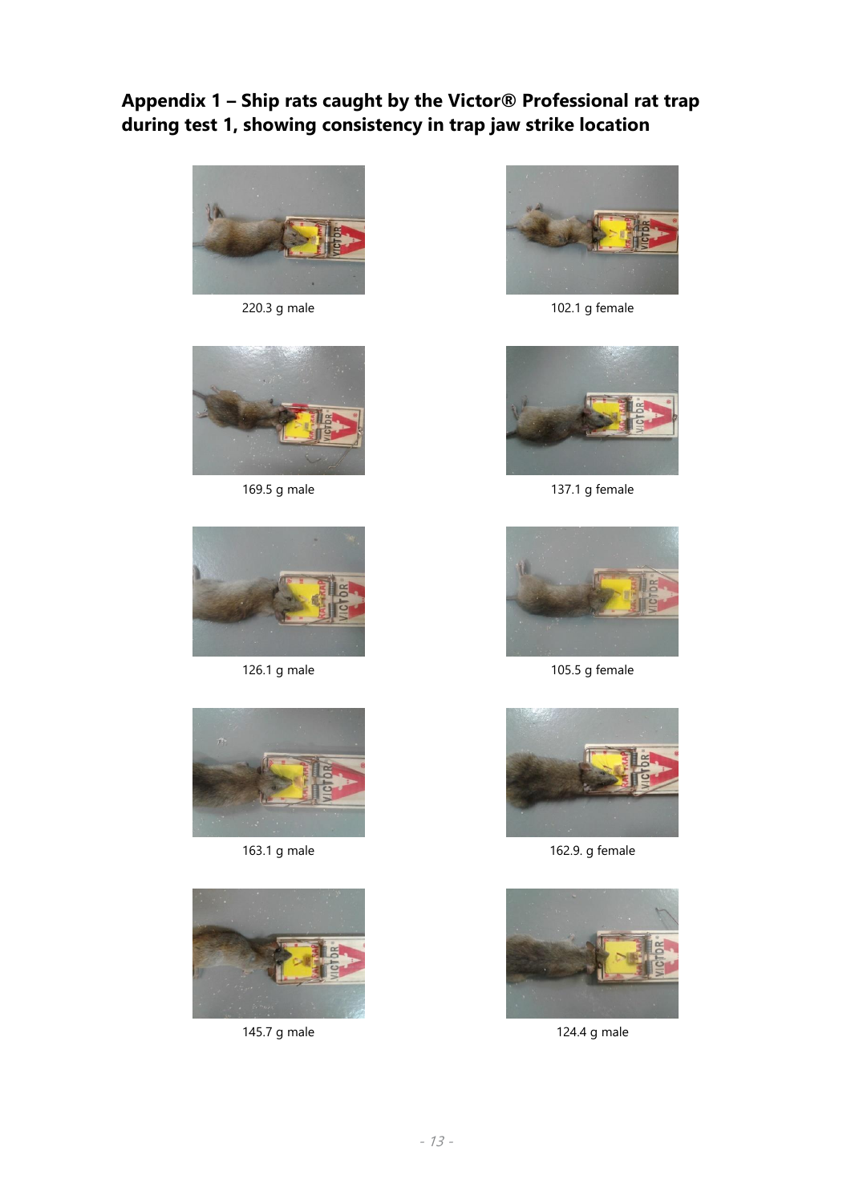# Appendix 1 – Ship rats caught by the Victor® Professional rat trap during test 1, showing consistency in trap jaw strike location

220.3 g male

102.1 g female

169.5 g male

137.1 g female

126.1 g male

105.5 g female

163.1 g male

162.9. g female

145.7 g male

124.4 g male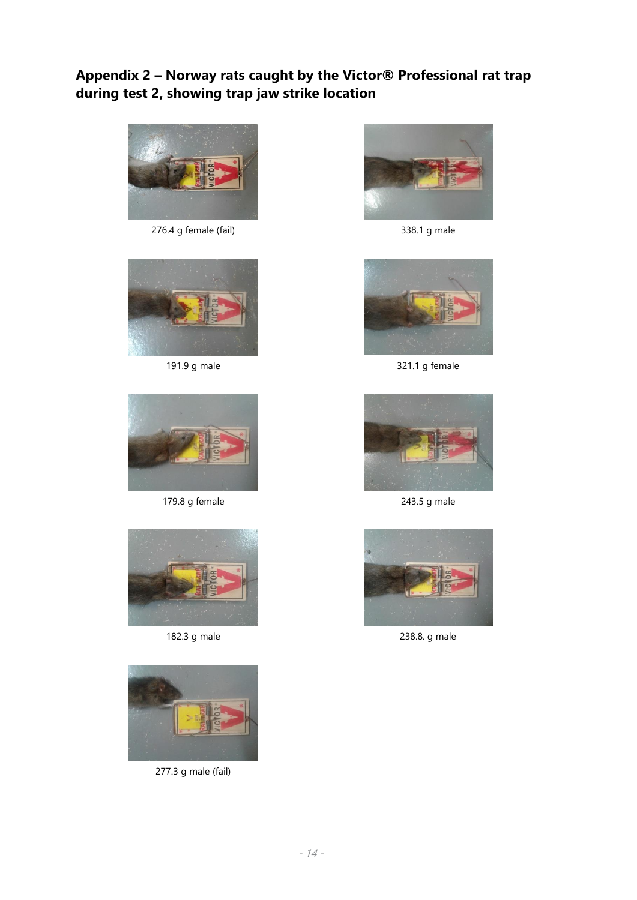## Appendix 2 – Norway rats caught by the Victor® Professional rat trap during test 2, showing trap jaw strike location

276.4 g female (fail)

338.1 g male

191.9 g male

321.1 g female

179.8 g female

243.5 g male

182.3 g male

238.8. g male

277.3 g male (fail)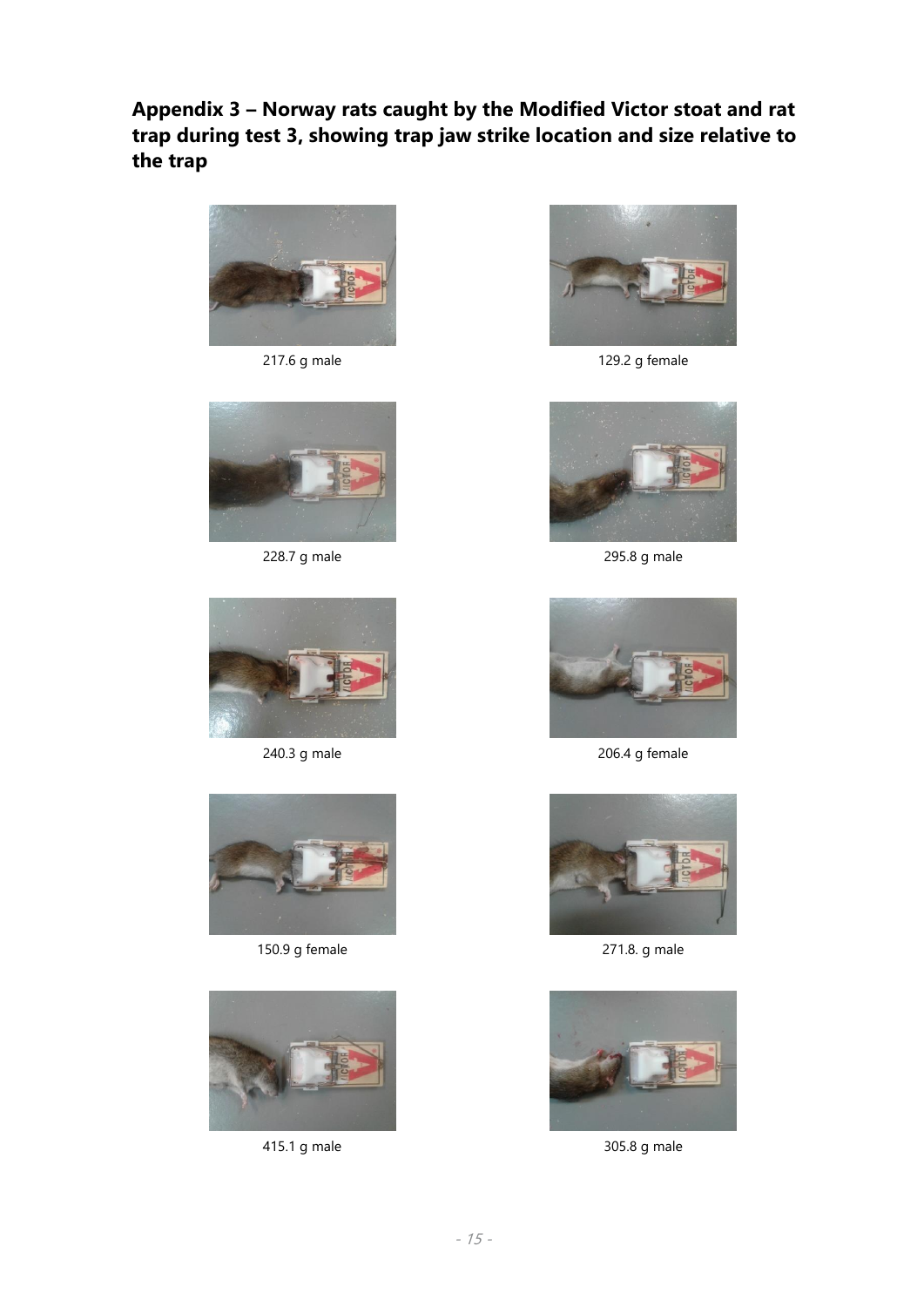# Appendix 3 – Norway rats caught by the Modified Victor stoat and rat trap during test 3, showing trap jaw strike location and size relative to the trap

217.6 g male

129.2 g female

228.7 g male

295.8 g male

240.3 g male

206.4 g female

150.9 g female

271.8. g male

415.1 g male

305.8 g male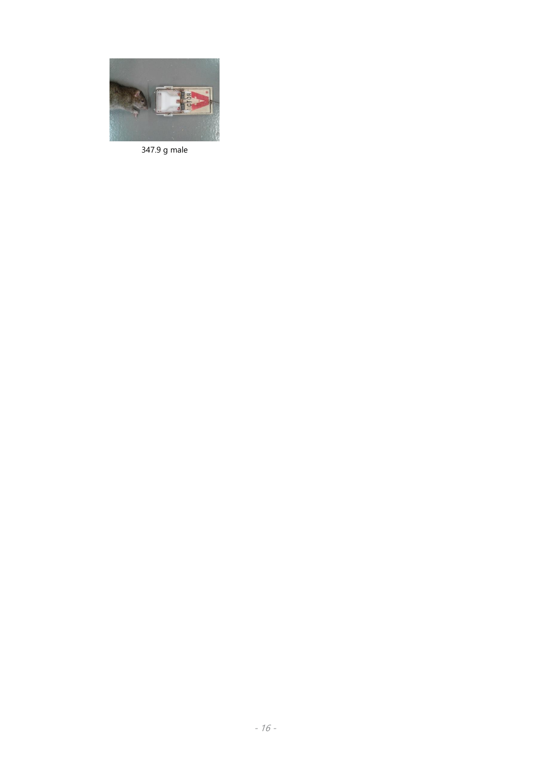347.9 g male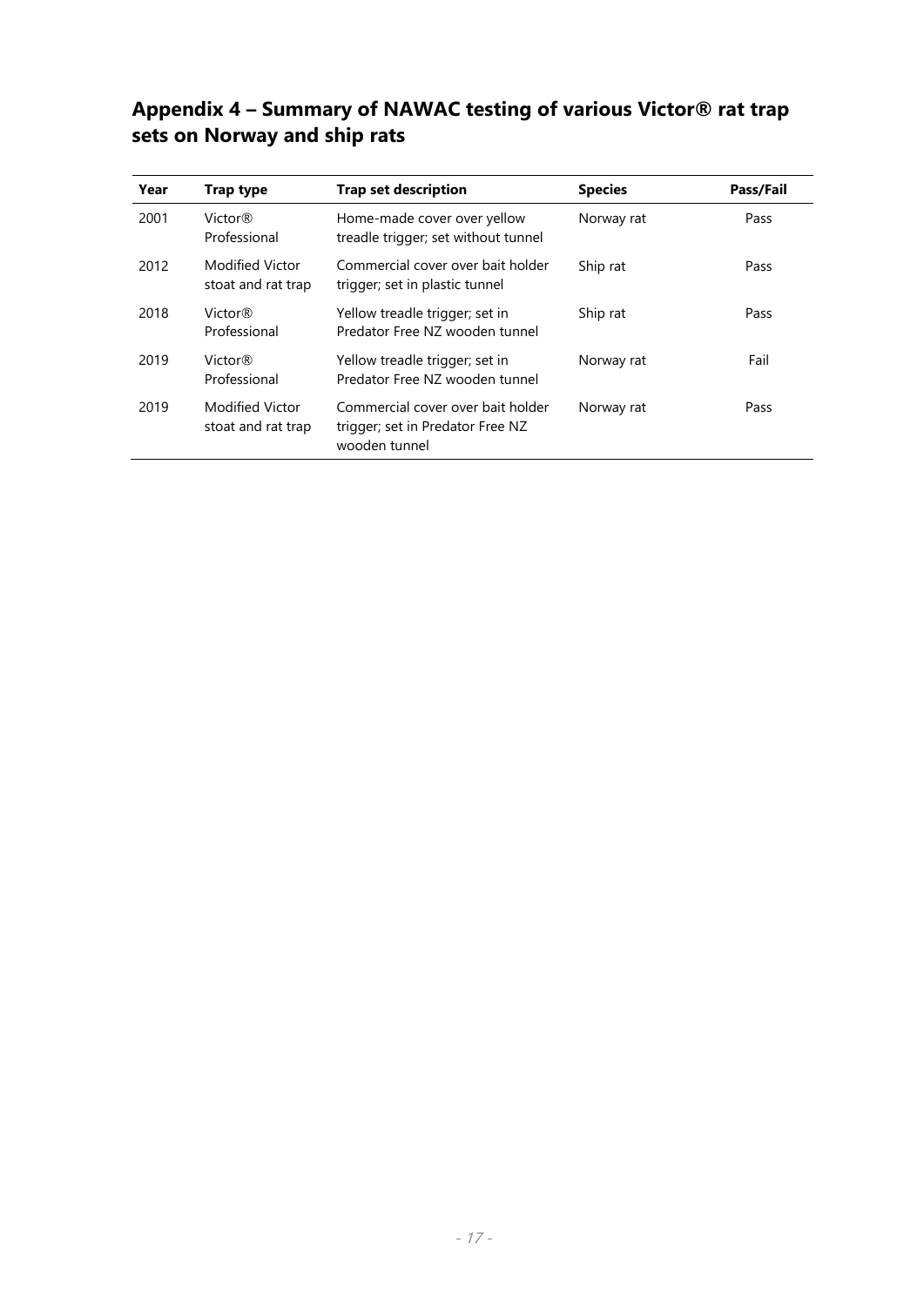## Appendix 4 – Summary of NAWAC testing of various Victor® rat trap sets on Norway and ship rats

| Year | Trap type | Trap set description | Species | Pass/Fail |
|---|---|---|---|---|
| 2001 | Victor® Professional | Home-made cover over yellow treadle trigger; set without tunnel | Norway rat | Pass |
| 2012 | Modified Victor stoat and rat trap | Commercial cover over bait holder trigger; set in plastic tunnel | Ship rat | Pass |
| 2018 | Victor® Professional | Yellow treadle trigger; set in Predator Free NZ wooden tunnel | Ship rat | Pass |
| 2019 | Victor® Professional | Yellow treadle trigger; set in Predator Free NZ wooden tunnel | Norway rat | Fail |
| 2019 | Modified Victor stoat and rat trap | Commercial cover over bait holder trigger; set in Predator Free NZ wooden tunnel | Norway rat | Pass |